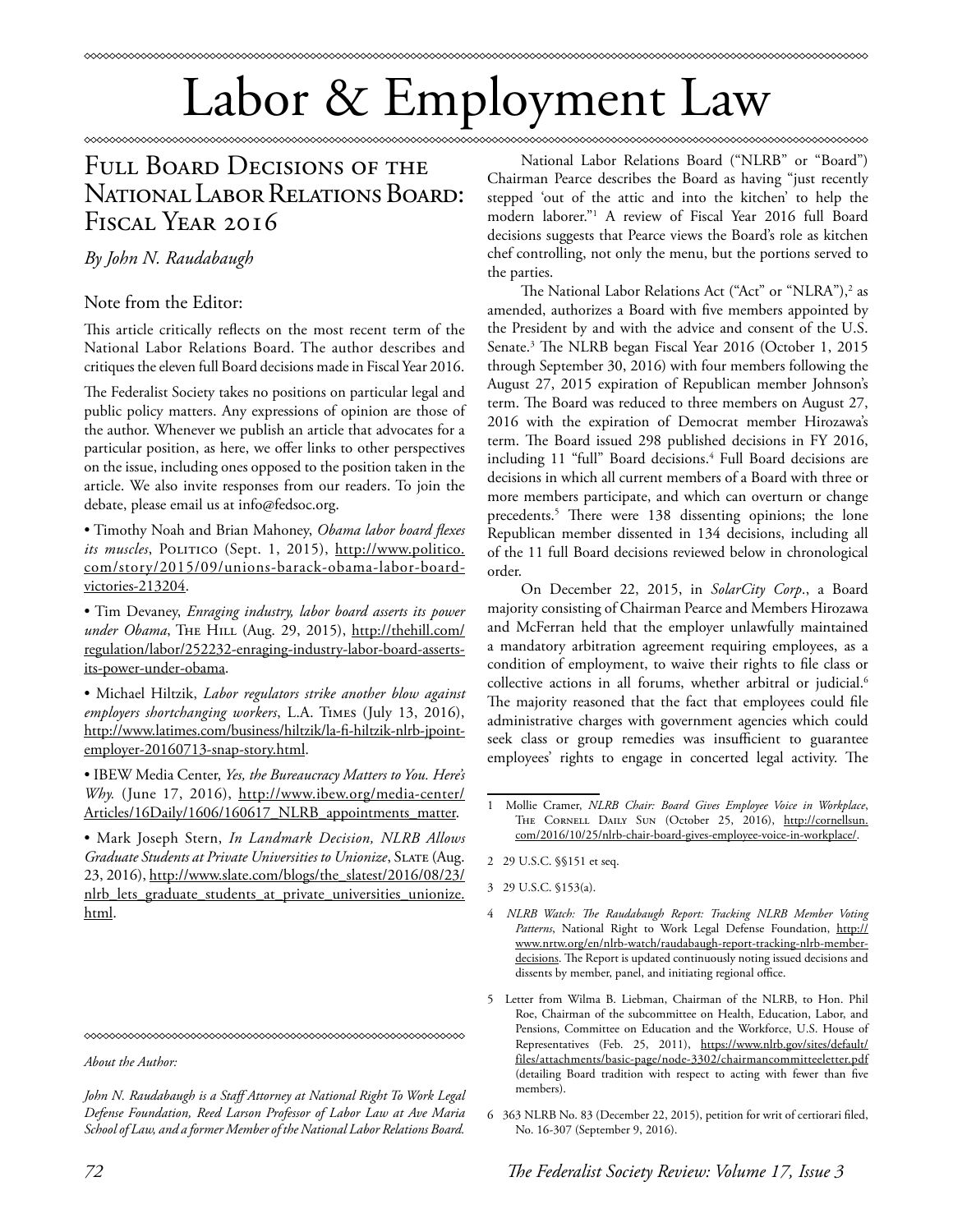# Labor & Employment Law

## Full Board Decisions of the National Labor Relations Board: Fiscal Year 2016

*By John N. Raudabaugh*

Note from the Editor:

This article critically reflects on the most recent term of the National Labor Relations Board. The author describes and critiques the eleven full Board decisions made in Fiscal Year 2016.

The Federalist Society takes no positions on particular legal and public policy matters. Any expressions of opinion are those of the author. Whenever we publish an article that advocates for a particular position, as here, we offer links to other perspectives on the issue, including ones opposed to the position taken in the article. We also invite responses from our readers. To join the debate, please email us at info@fedsoc.org.

- Timothy Noah and Brian Mahoney, *Obama labor board flexes its muscles*, Politico (Sept. 1, 2015), http://www.politico.com/story/2015/09/unions-barack-obama-labor-board-victories-213204.
- Tim Devaney, *Enraging industry, labor board asserts its power under Obama*, The Hill (Aug. 29, 2015), http://thehill.com/regulation/labor/252232-enraging-industry-labor-board-asserts-its-power-under-obama.
- Michael Hiltzik, *Labor regulators strike another blow against employers shortchanging workers*, L.A. Times (July 13, 2016), http://www.latimes.com/business/hiltzik/la-fi-hiltzik-nlrb-jpoint-employer-20160713-snap-story.html.
- IBEW Media Center, *Yes, the Bureaucracy Matters to You. Here's Why.* (June 17, 2016), http://www.ibew.org/media-center/Articles/16Daily/1606/160617_NLRB_appointments_matter.
- Mark Joseph Stern, *In Landmark Decision, NLRB Allows Graduate Students at Private Universities to Unionize*, Slate (Aug. 23, 2016), http://www.slate.com/blogs/the_slatest/2016/08/23/nlrb_lets_graduate_students_at_private_universities_unionize.html.

*About the Author:*

*John N. Raudabaugh is a Staff Attorney at National Right To Work Legal Defense Foundation, Reed Larson Professor of Labor Law at Ave Maria School of Law, and a former Member of the National Labor Relations Board.*

National Labor Relations Board ("NLRB" or "Board") Chairman Pearce describes the Board as having "just recently stepped 'out of the attic and into the kitchen' to help the modern laborer."[1] A review of Fiscal Year 2016 full Board decisions suggests that Pearce views the Board's role as kitchen chef controlling, not only the menu, but the portions served to the parties.

The National Labor Relations Act ("Act" or "NLRA"),[2] as amended, authorizes a Board with five members appointed by the President by and with the advice and consent of the U.S. Senate.[3] The NLRB began Fiscal Year 2016 (October 1, 2015 through September 30, 2016) with four members following the August 27, 2015 expiration of Republican member Johnson's term. The Board was reduced to three members on August 27, 2016 with the expiration of Democrat member Hirozawa's term. The Board issued 298 published decisions in FY 2016, including 11 "full" Board decisions.[4] Full Board decisions are decisions in which all current members of a Board with three or more members participate, and which can overturn or change precedents.[5] There were 138 dissenting opinions; the lone Republican member dissented in 134 decisions, including all of the 11 full Board decisions reviewed below in chronological order.

On December 22, 2015, in *SolarCity Corp*., a Board majority consisting of Chairman Pearce and Members Hirozawa and McFerran held that the employer unlawfully maintained a mandatory arbitration agreement requiring employees, as a condition of employment, to waive their rights to file class or collective actions in all forums, whether arbitral or judicial.[6] The majority reasoned that the fact that employees could file administrative charges with government agencies which could seek class or group remedies was insufficient to guarantee employees' rights to engage in concerted legal activity. The

---

1 Mollie Cramer, *NLRB Chair: Board Gives Employee Voice in Workplace*, The Cornell Daily Sun (October 25, 2016), http://cornellsun.com/2016/10/25/nlrb-chair-board-gives-employee-voice-in-workplace/.

2 29 U.S.C. §§151 et seq.

3 29 U.S.C. §153(a).

4 *NLRB Watch: The Raudabaugh Report: Tracking NLRB Member Voting Patterns*, National Right to Work Legal Defense Foundation, http://www.nrtw.org/en/nlrb-watch/raudabaugh-report-tracking-nlrb-member-decisions. The Report is updated continuously noting issued decisions and dissents by member, panel, and initiating regional office.

5 Letter from Wilma B. Liebman, Chairman of the NLRB, to Hon. Phil Roe, Chairman of the subcommittee on Health, Education, Labor, and Pensions, Committee on Education and the Workforce, U.S. House of Representatives (Feb. 25, 2011), https://www.nlrb.gov/sites/default/files/attachments/basic-page/node-3302/chairmancommitteeletter.pdf (detailing Board tradition with respect to acting with fewer than five members).

6 363 NLRB No. 83 (December 22, 2015), petition for writ of certiorari filed, No. 16-307 (September 9, 2016).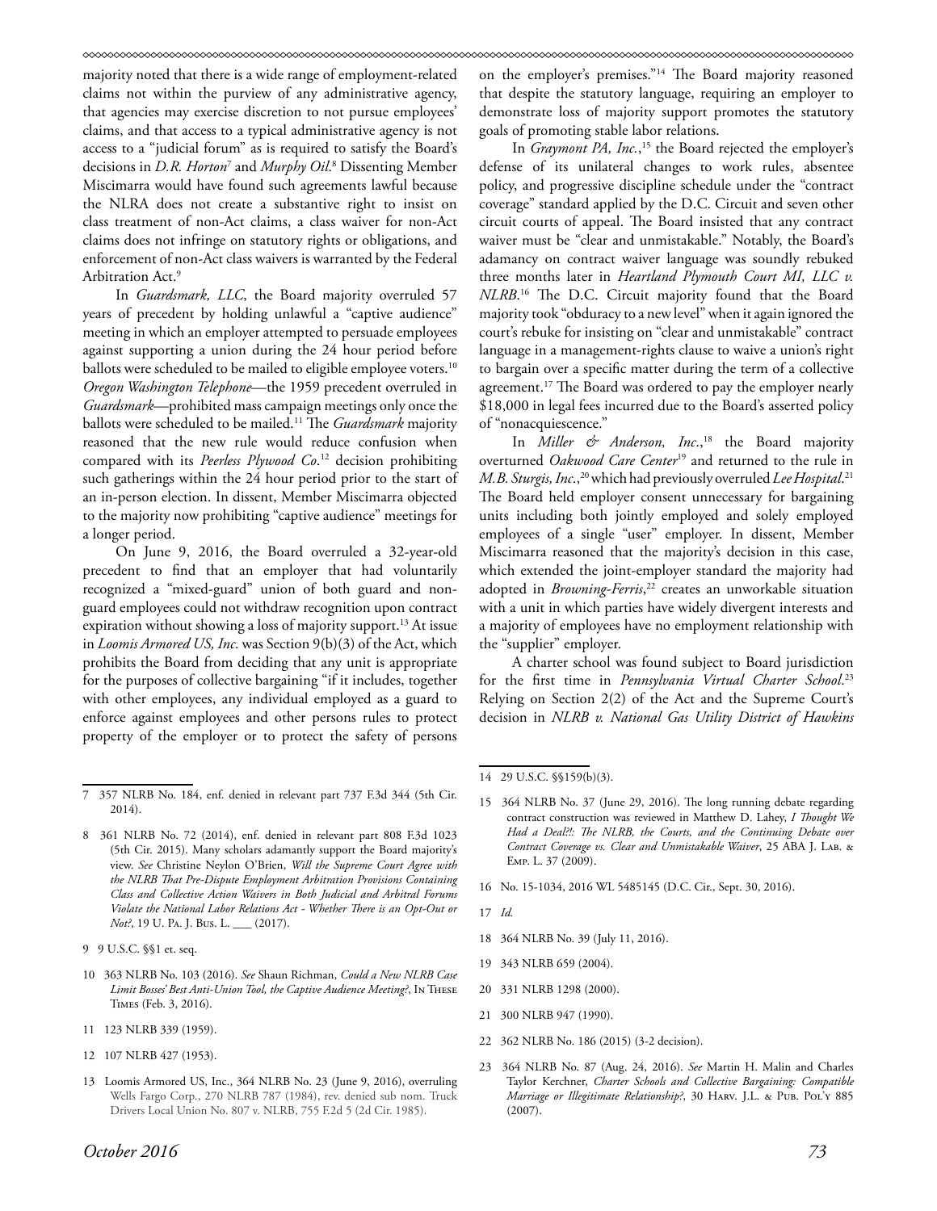majority noted that there is a wide range of employment-related claims not within the purview of any administrative agency, that agencies may exercise discretion to not pursue employees' claims, and that access to a typical administrative agency is not access to a "judicial forum" as is required to satisfy the Board's decisions in *D.R. Horton*[7] and *Murphy Oil*.[8] Dissenting Member Miscimarra would have found such agreements lawful because the NLRA does not create a substantive right to insist on class treatment of non-Act claims, a class waiver for non-Act claims does not infringe on statutory rights or obligations, and enforcement of non-Act class waivers is warranted by the Federal Arbitration Act.[9]

In *Guardsmark, LLC*, the Board majority overruled 57 years of precedent by holding unlawful a "captive audience" meeting in which an employer attempted to persuade employees against supporting a union during the 24 hour period before ballots were scheduled to be mailed to eligible employee voters.[10] *Oregon Washington Telephone*—the 1959 precedent overruled in *Guardsmark*—prohibited mass campaign meetings only once the ballots were scheduled to be mailed.[11] The *Guardsmark* majority reasoned that the new rule would reduce confusion when compared with its *Peerless Plywood Co*.[12] decision prohibiting such gatherings within the 24 hour period prior to the start of an in-person election. In dissent, Member Miscimarra objected to the majority now prohibiting "captive audience" meetings for a longer period.

On June 9, 2016, the Board overruled a 32-year-old precedent to find that an employer that had voluntarily recognized a "mixed-guard" union of both guard and non-guard employees could not withdraw recognition upon contract expiration without showing a loss of majority support.[13] At issue in *Loomis Armored US, Inc.* was Section 9(b)(3) of the Act, which prohibits the Board from deciding that any unit is appropriate for the purposes of collective bargaining "if it includes, together with other employees, any individual employed as a guard to enforce against employees and other persons rules to protect property of the employer or to protect the safety of persons on the employer's premises."[14] The Board majority reasoned that despite the statutory language, requiring an employer to demonstrate loss of majority support promotes the statutory goals of promoting stable labor relations.

In *Graymont PA, Inc.*,[15] the Board rejected the employer's defense of its unilateral changes to work rules, absentee policy, and progressive discipline schedule under the "contract coverage" standard applied by the D.C. Circuit and seven other circuit courts of appeal. The Board insisted that any contract waiver must be "clear and unmistakable." Notably, the Board's adamancy on contract waiver language was soundly rebuked three months later in *Heartland Plymouth Court MI, LLC v. NLRB*.[16] The D.C. Circuit majority found that the Board majority took "obduracy to a new level" when it again ignored the court's rebuke for insisting on "clear and unmistakable" contract language in a management-rights clause to waive a union's right to bargain over a specific matter during the term of a collective agreement.[17] The Board was ordered to pay the employer nearly $18,000 in legal fees incurred due to the Board's asserted policy of "nonacquiescence."

In *Miller & Anderson, Inc.*,[18] the Board majority overturned *Oakwood Care Center*[19] and returned to the rule in *M.B. Sturgis, Inc.*,[20] which had previously overruled *Lee Hospital*.[21] The Board held employer consent unnecessary for bargaining units including both jointly employed and solely employed employees of a single "user" employer. In dissent, Member Miscimarra reasoned that the majority's decision in this case, which extended the joint-employer standard the majority had adopted in *Browning-Ferris*,[22] creates an unworkable situation with a unit in which parties have widely divergent interests and a majority of employees have no employment relationship with the "supplier" employer.

A charter school was found subject to Board jurisdiction for the first time in *Pennsylvania Virtual Charter School*.[23] Relying on Section 2(2) of the Act and the Supreme Court's decision in *NLRB v. National Gas Utility District of Hawkins*

---

7 357 NLRB No. 184, enf. denied in relevant part 737 F.3d 344 (5th Cir. 2014).

8 361 NLRB No. 72 (2014), enf. denied in relevant part 808 F.3d 1023 (5th Cir. 2015). Many scholars adamantly support the Board majority's view. *See* Christine Neylon O'Brien, *Will the Supreme Court Agree with the NLRB That Pre-Dispute Employment Arbitration Provisions Containing Class and Collective Action Waivers in Both Judicial and Arbitral Forums Violate the National Labor Relations Act - Whether There is an Opt-Out or Not?*, 19 U. Pa. J. Bus. L. ___ (2017).

9 9 U.S.C. §§1 et. seq.

10 363 NLRB No. 103 (2016). *See* Shaun Richman, *Could a New NLRB Case Limit Bosses' Best Anti-Union Tool, the Captive Audience Meeting?*, In These Times (Feb. 3, 2016).

11 123 NLRB 339 (1959).

12 107 NLRB 427 (1953).

13 Loomis Armored US, Inc., 364 NLRB No. 23 (June 9, 2016), overruling Wells Fargo Corp., 270 NLRB 787 (1984), rev. denied sub nom. Truck Drivers Local Union No. 807 v. NLRB, 755 F.2d 5 (2d Cir. 1985).

14 29 U.S.C. §§159(b)(3).

15 364 NLRB No. 37 (June 29, 2016). The long running debate regarding contract construction was reviewed in Matthew D. Lahey, *I Thought We Had a Deal?!: The NLRB, the Courts, and the Continuing Debate over Contract Coverage vs. Clear and Unmistakable Waiver*, 25 ABA J. Lab. & Emp. L. 37 (2009).

16 No. 15-1034, 2016 WL 5485145 (D.C. Cir., Sept. 30, 2016).

17 *Id.*

18 364 NLRB No. 39 (July 11, 2016).

19 343 NLRB 659 (2004).

20 331 NLRB 1298 (2000).

21 300 NLRB 947 (1990).

22 362 NLRB No. 186 (2015) (3-2 decision).

23 364 NLRB No. 87 (Aug. 24, 2016). *See* Martin H. Malin and Charles Taylor Kerchner, *Charter Schools and Collective Bargaining: Compatible Marriage or Illegitimate Relationship?*, 30 Harv. J.L. & Pub. Pol'y 885 (2007).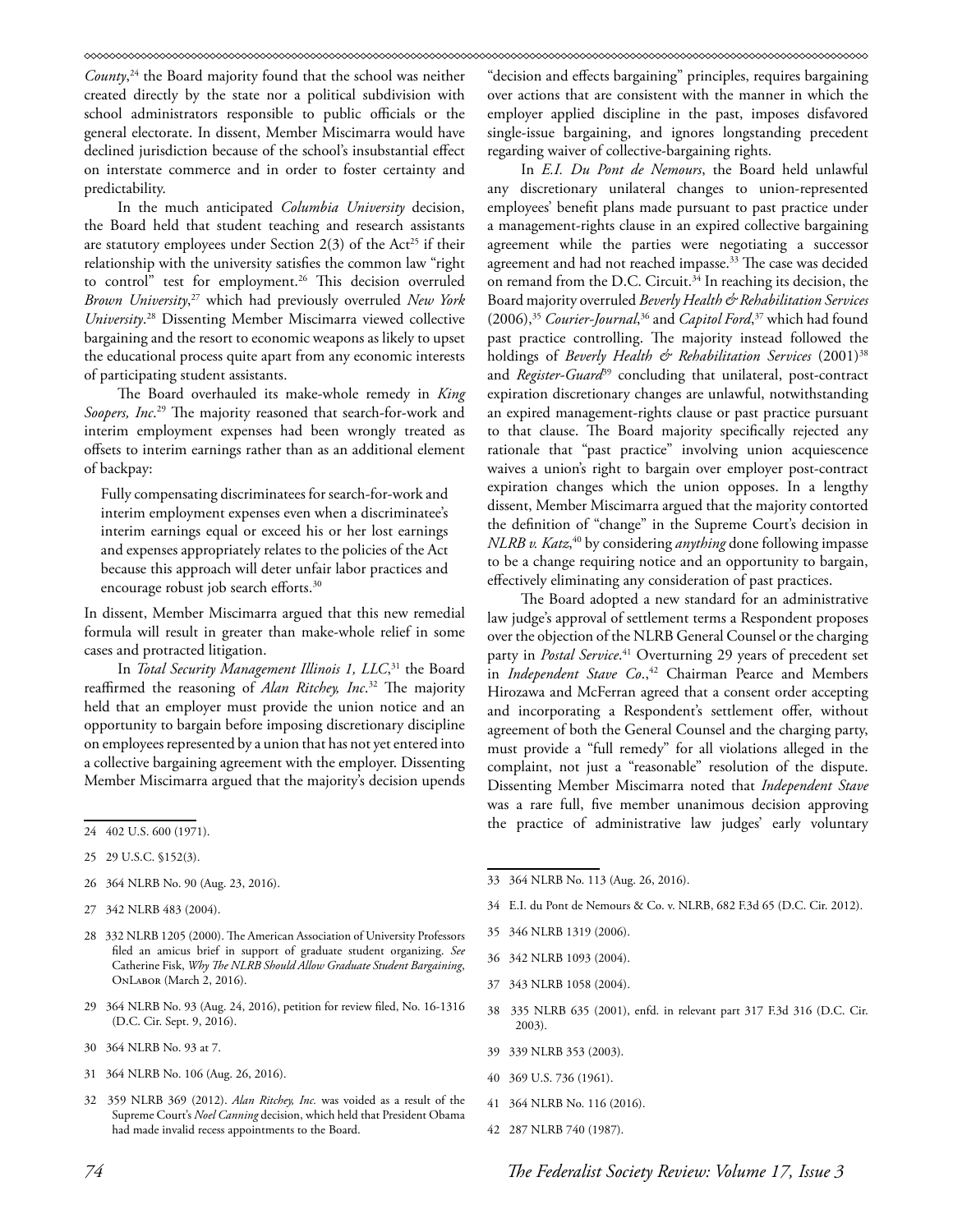*County*,[24] the Board majority found that the school was neither created directly by the state nor a political subdivision with school administrators responsible to public officials or the general electorate. In dissent, Member Miscimarra would have declined jurisdiction because of the school's insubstantial effect on interstate commerce and in order to foster certainty and predictability.

In the much anticipated *Columbia University* decision, the Board held that student teaching and research assistants are statutory employees under Section 2(3) of the Act[25] if their relationship with the university satisfies the common law "right to control" test for employment.[26] This decision overruled *Brown University*,[27] which had previously overruled *New York University*.[28] Dissenting Member Miscimarra viewed collective bargaining and the resort to economic weapons as likely to upset the educational process quite apart from any economic interests of participating student assistants.

The Board overhauled its make-whole remedy in *King Soopers, Inc*.[29] The majority reasoned that search-for-work and interim employment expenses had been wrongly treated as offsets to interim earnings rather than as an additional element of backpay:

> Fully compensating discriminatees for search-for-work and interim employment expenses even when a discriminatee's interim earnings equal or exceed his or her lost earnings and expenses appropriately relates to the policies of the Act because this approach will deter unfair labor practices and encourage robust job search efforts.[30]

In dissent, Member Miscimarra argued that this new remedial formula will result in greater than make-whole relief in some cases and protracted litigation.

In *Total Security Management Illinois 1, LLC*,[31] the Board reaffirmed the reasoning of *Alan Ritchey, Inc*.[32] The majority held that an employer must provide the union notice and an opportunity to bargain before imposing discretionary discipline on employees represented by a union that has not yet entered into a collective bargaining agreement with the employer. Dissenting Member Miscimarra argued that the majority's decision upends "decision and effects bargaining" principles, requires bargaining over actions that are consistent with the manner in which the employer applied discipline in the past, imposes disfavored single-issue bargaining, and ignores longstanding precedent regarding waiver of collective-bargaining rights.

In *E.I. Du Pont de Nemours*, the Board held unlawful any discretionary unilateral changes to union-represented employees' benefit plans made pursuant to past practice under a management-rights clause in an expired collective bargaining agreement while the parties were negotiating a successor agreement and had not reached impasse.[33] The case was decided on remand from the D.C. Circuit.[34] In reaching its decision, the Board majority overruled *Beverly Health & Rehabilitation Services* (2006),[35] *Courier-Journal*,[36] and *Capitol Ford*,[37] which had found past practice controlling. The majority instead followed the holdings of *Beverly Health & Rehabilitation Services* (2001)[38] and *Register-Guard*[39] concluding that unilateral, post-contract expiration discretionary changes are unlawful, notwithstanding an expired management-rights clause or past practice pursuant to that clause. The Board majority specifically rejected any rationale that "past practice" involving union acquiescence waives a union's right to bargain over employer post-contract expiration changes which the union opposes. In a lengthy dissent, Member Miscimarra argued that the majority contorted the definition of "change" in the Supreme Court's decision in *NLRB v. Katz*,[40] by considering *anything* done following impasse to be a change requiring notice and an opportunity to bargain, effectively eliminating any consideration of past practices.

The Board adopted a new standard for an administrative law judge's approval of settlement terms a Respondent proposes over the objection of the NLRB General Counsel or the charging party in *Postal Service*.[41] Overturning 29 years of precedent set in *Independent Stave Co*.,[42] Chairman Pearce and Members Hirozawa and McFerran agreed that a consent order accepting and incorporating a Respondent's settlement offer, without agreement of both the General Counsel and the charging party, must provide a "full remedy" for all violations alleged in the complaint, not just a "reasonable" resolution of the dispute. Dissenting Member Miscimarra noted that *Independent Stave* was a rare full, five member unanimous decision approving the practice of administrative law judges' early voluntary

---

24 402 U.S. 600 (1971).

25 29 U.S.C. §152(3).

26 364 NLRB No. 90 (Aug. 23, 2016).

27 342 NLRB 483 (2004).

28 332 NLRB 1205 (2000). The American Association of University Professors filed an amicus brief in support of graduate student organizing. *See* Catherine Fisk, *Why The NLRB Should Allow Graduate Student Bargaining*, OnLabor (March 2, 2016).

29 364 NLRB No. 93 (Aug. 24, 2016), petition for review filed, No. 16-1316 (D.C. Cir. Sept. 9, 2016).

30 364 NLRB No. 93 at 7.

31 364 NLRB No. 106 (Aug. 26, 2016).

32 359 NLRB 369 (2012). *Alan Ritchey, Inc.* was voided as a result of the Supreme Court's *Noel Canning* decision, which held that President Obama had made invalid recess appointments to the Board.

33 364 NLRB No. 113 (Aug. 26, 2016).

34 E.I. du Pont de Nemours & Co. v. NLRB, 682 F.3d 65 (D.C. Cir. 2012).

35 346 NLRB 1319 (2006).

36 342 NLRB 1093 (2004).

37 343 NLRB 1058 (2004).

38 335 NLRB 635 (2001), enfd. in relevant part 317 F.3d 316 (D.C. Cir. 2003).

39 339 NLRB 353 (2003).

40 369 U.S. 736 (1961).

41 364 NLRB No. 116 (2016).

42 287 NLRB 740 (1987).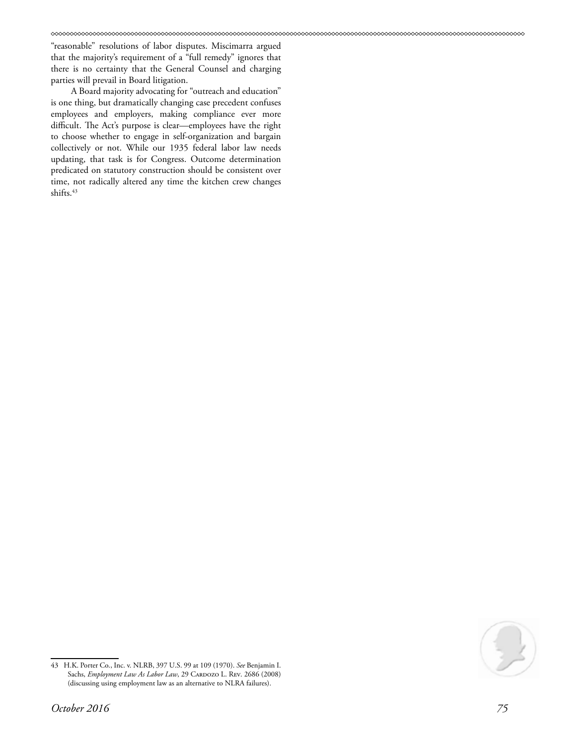"reasonable" resolutions of labor disputes. Miscimarra argued that the majority's requirement of a "full remedy" ignores that there is no certainty that the General Counsel and charging parties will prevail in Board litigation.

A Board majority advocating for "outreach and education" is one thing, but dramatically changing case precedent confuses employees and employers, making compliance ever more difficult. The Act's purpose is clear—employees have the right to choose whether to engage in self-organization and bargain collectively or not. While our 1935 federal labor law needs updating, that task is for Congress. Outcome determination predicated on statutory construction should be consistent over time, not radically altered any time the kitchen crew changes shifts.[43]

---

43 H.K. Porter Co., Inc. v. NLRB, 397 U.S. 99 at 109 (1970). *See* Benjamin I. Sachs, *Employment Law As Labor Law*, 29 Cardozo L. Rev. 2686 (2008) (discussing using employment law as an alternative to NLRA failures).